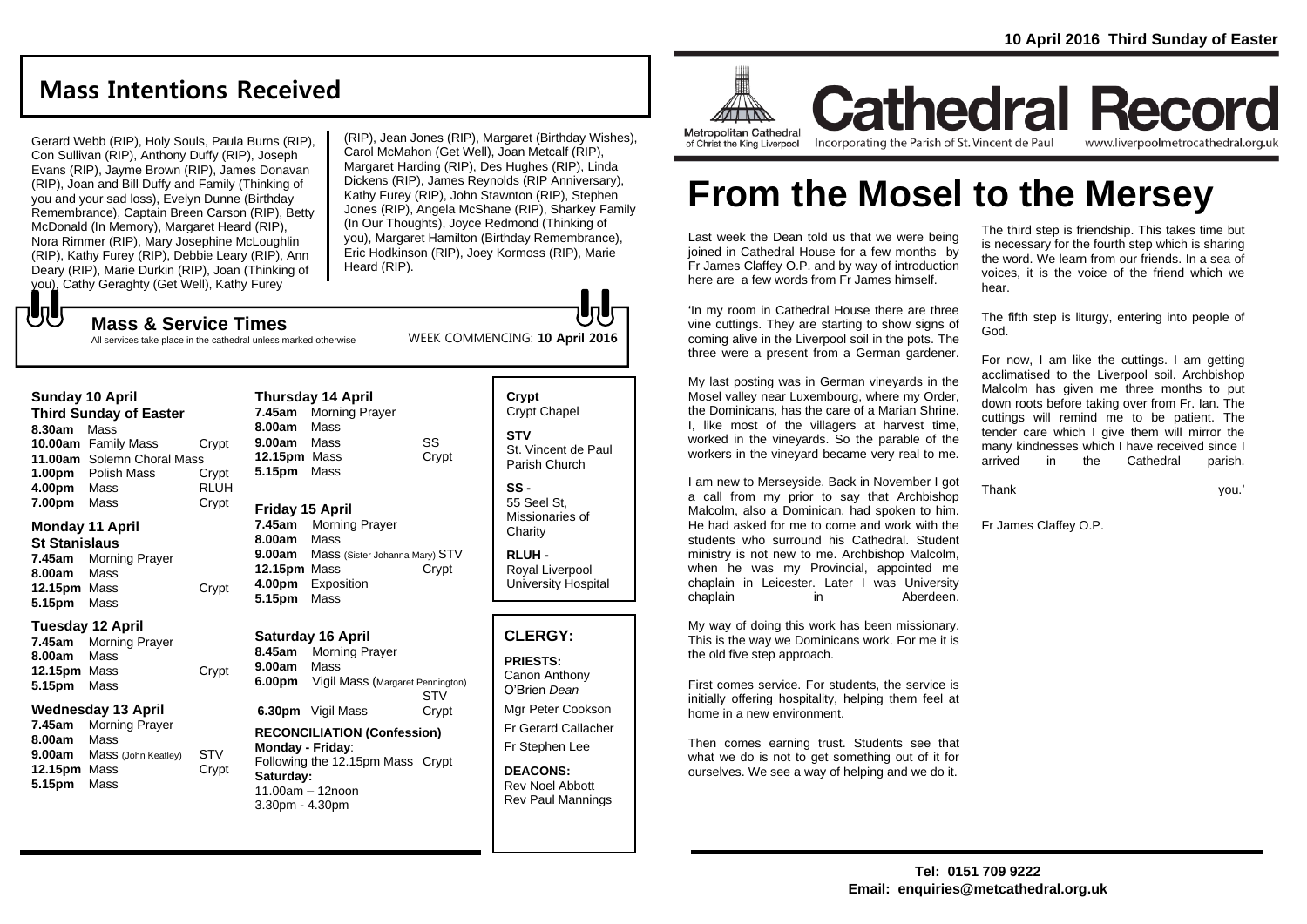10 April 2016 Third Sunday of Easter

## Mass Intentions Received

Gerard Webb (RIP), Holy Souls, Paula Burns (RIP), Con Sullivan (RIP), Anthony Duffy (RIP), Joseph Evans (RIP), Jayme Brown (RIP), James Donavan (RIP), Joan and Bill Duffy and Family (Thinking of you and your sad loss), Evelyn Dunne (Birthday Remembrance), Captain Breen Carson (RIP), Betty McDonald (In Memory), Margaret Heard (RIP), Nora Rimmer (RIP), Mary Josephine McLoughlin (RIP), Kathy Furey (RIP), Debbie Leary (RIP), Ann Deary (RIP), Marie Durkin (RIP), Joan (Thinking of you), Cathy Geraghty (Get Well), Kathy Furey (RIP), Jean Jones (RIP), Margaret (Birthday Wishes), Carol McMahon (Get Well), Joan Metcalf (RIP), Margaret Harding (RIP), Des Hughes (RIP), Linda Dickens (RIP), James Reynolds (RIP Anniversary), Kathy Furey (RIP), John Stawnton (RIP), Stephen Jones (RIP), Angela McShane (RIP), Sharkey Family (In Our Thoughts), Joyce Redmond (Thinking of you), Margaret Hamilton (Birthday Remembrance), Eric Hodkinson (RIP), Joey Kormoss (RIP), Marie Heard (RIP).

### Mass & Service Times

All services take place in the cathedral unless marked otherwise

WEEK COMMENCING: **10 April 2016**

**Sunday 10 April**
**Third Sunday of Easter**

**8.30am** Mass
**10.00am** Family Mass — Crypt
**11.00am** Solemn Choral Mass
**1.00pm** Polish Mass — Crypt
**4.00pm** Mass — RLUH
**7.00pm** Mass — Crypt

**Monday 11 April**
**St Stanislaus**

**7.45am** Morning Prayer
**8.00am** Mass
**12.15pm** Mass — Crypt
**5.15pm** Mass

**Tuesday 12 April**

**7.45am** Morning Prayer
**8.00am** Mass
**12.15pm** Mass — Crypt
**5.15pm** Mass

**Wednesday 13 April**

**7.45am** Morning Prayer
**8.00am** Mass
**9.00am** Mass (John Keatley) — STV
**12.15pm** Mass — Crypt
**5.15pm** Mass

**Thursday 14 April**

**7.45am** Morning Prayer
**8.00am** Mass
**9.00am** Mass — SS
**12.15pm** Mass — Crypt
**5.15pm** Mass

**Friday 15 April**

**7.45am** Morning Prayer
**8.00am** Mass
**9.00am** Mass (Sister Johanna Mary) — STV
**12.15pm** Mass — Crypt
**4.00pm** Exposition
**5.15pm** Mass

**Saturday 16 April**

**8.45am** Morning Prayer
**9.00am** Mass
**6.00pm** Vigil Mass (Margaret Pennington) — STV
**6.30pm** Vigil Mass — Crypt

**RECONCILIATION (Confession)**
**Monday - Friday**:
Following the 12.15pm Mass — Crypt
**Saturday:**
11.00am – 12noon
3.30pm - 4.30pm

**Crypt**
Crypt Chapel

**STV**
St. Vincent de Paul Parish Church

**SS -**
55 Seel St, Missionaries of Charity

**RLUH -**
Royal Liverpool University Hospital

### CLERGY:

**PRIESTS:**
Canon Anthony O'Brien *Dean*
Mgr Peter Cookson
Fr Gerard Callacher
Fr Stephen Lee

**DEACONS:**
Rev Noel Abbott
Rev Paul Mannings

Metropolitan Cathedral of Christ the King Liverpool

# Cathedral Record

Incorporating the Parish of St. Vincent de Paul — www.liverpoolmetrocathedral.org.uk

# From the Mosel to the Mersey

Last week the Dean told us that we were being joined in Cathedral House for a few months by Fr James Claffey O.P. and by way of introduction here are a few words from Fr James himself.

'In my room in Cathedral House there are three vine cuttings. They are starting to show signs of coming alive in the Liverpool soil in the pots. The three were a present from a German gardener.

My last posting was in German vineyards in the Mosel valley near Luxembourg, where my Order, the Dominicans, has the care of a Marian Shrine. I, like most of the villagers at harvest time, worked in the vineyards. So the parable of the workers in the vineyard became very real to me.

I am new to Merseyside. Back in November I got a call from my prior to say that Archbishop Malcolm, also a Dominican, had spoken to him. He had asked for me to come and work with the students who surround his Cathedral. Student ministry is not new to me. Archbishop Malcolm, when he was my Provincial, appointed me chaplain in Leicester. Later I was University chaplain in Aberdeen.

My way of doing this work has been missionary. This is the way we Dominicans work. For me it is the old five step approach.

First comes service. For students, the service is initially offering hospitality, helping them feel at home in a new environment.

Then comes earning trust. Students see that what we do is not to get something out of it for ourselves. We see a way of helping and we do it.

The third step is friendship. This takes time but is necessary for the fourth step which is sharing the word. We learn from our friends. In a sea of voices, it is the voice of the friend which we hear.

The fifth step is liturgy, entering into people of God.

For now, I am like the cuttings. I am getting acclimatised to the Liverpool soil. Archbishop Malcolm has given me three months to put down roots before taking over from Fr. Ian. The cuttings will remind me to be patient. The tender care which I give them will mirror the many kindnesses which I have received since I arrived in the Cathedral parish.

Thank you.'

Fr James Claffey O.P.

**Tel: 0151 709 9222**
**Email: enquiries@metcathedral.org.uk**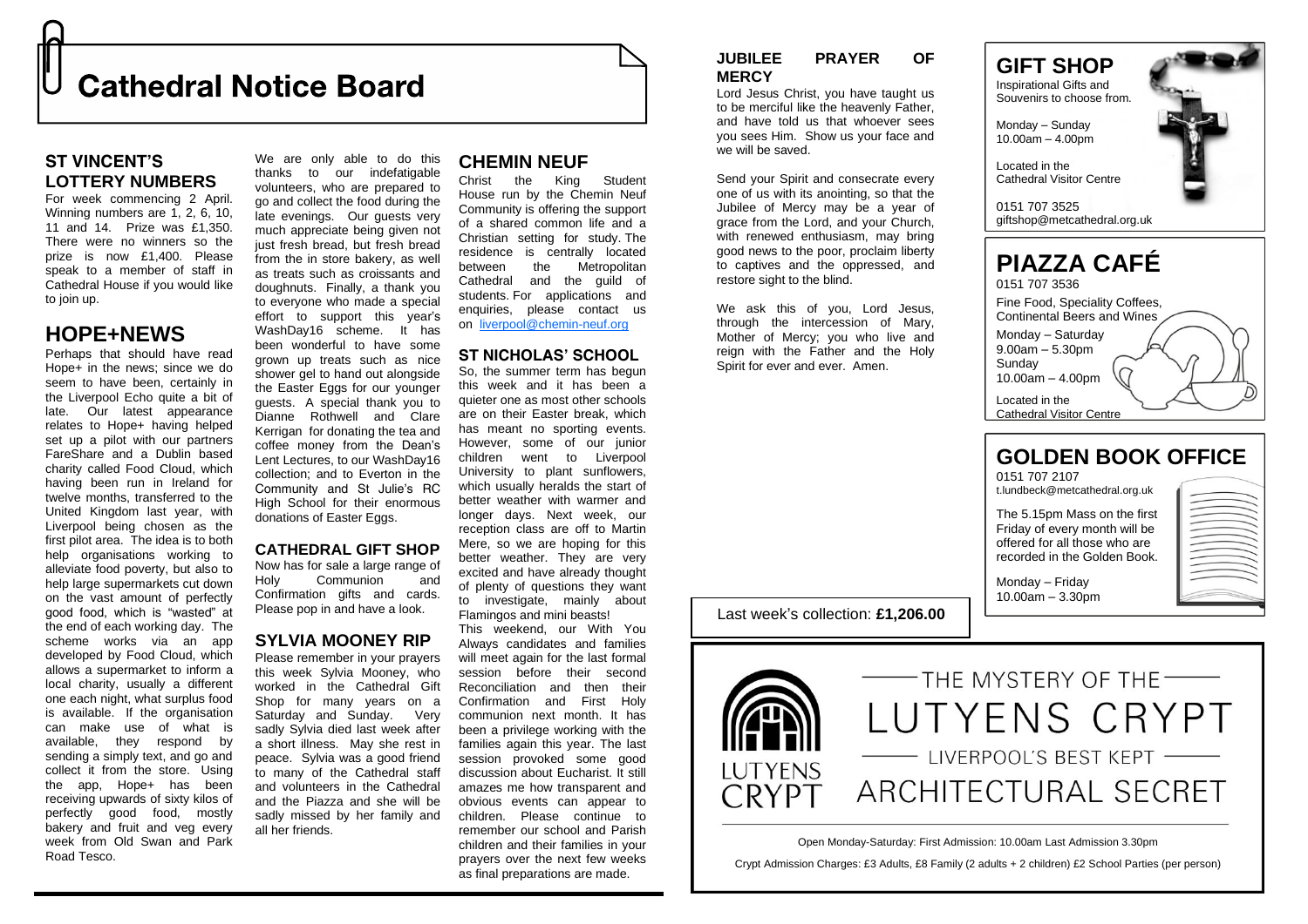# Cathedral Notice Board

## ST VINCENT'S LOTTERY NUMBERS

For week commencing 2 April. Winning numbers are 1, 2, 6, 10, 11 and 14. Prize was £1,350. There were no winners so the prize is now £1,400. Please speak to a member of staff in Cathedral House if you would like to join up.

## HOPE+NEWS

Perhaps that should have read Hope+ in the news; since we do seem to have been, certainly in the Liverpool Echo quite a bit of late. Our latest appearance relates to Hope+ having helped set up a pilot with our partners FareShare and a Dublin based charity called Food Cloud, which having been run in Ireland for twelve months, transferred to the United Kingdom last year, with Liverpool being chosen as the first pilot area. The idea is to both help organisations working to alleviate food poverty, but also to help large supermarkets cut down on the vast amount of perfectly good food, which is "wasted" at the end of each working day. The scheme works via an app developed by Food Cloud, which allows a supermarket to inform a local charity, usually a different one each night, what surplus food is available. If the organisation can make use of what is available, they respond by sending a simply text, and go and collect it from the store. Using the app, Hope+ has been receiving upwards of sixty kilos of perfectly good food, mostly bakery and fruit and veg every week from Old Swan and Park Road Tesco.

We are only able to do this thanks to our indefatigable volunteers, who are prepared to go and collect the food during the late evenings. Our guests very much appreciate being given not just fresh bread, but fresh bread from the in store bakery, as well as treats such as croissants and doughnuts. Finally, a thank you to everyone who made a special effort to support this year's WashDay16 scheme. It has been wonderful to have some grown up treats such as nice shower gel to hand out alongside the Easter Eggs for our younger guests. A special thank you to Dianne Rothwell and Clare Kerrigan for donating the tea and coffee money from the Dean's Lent Lectures, to our WashDay16 collection; and to Everton in the Community and St Julie's RC High School for their enormous donations of Easter Eggs.

### CATHEDRAL GIFT SHOP

Now has for sale a large range of Holy Communion and Confirmation gifts and cards. Please pop in and have a look.

## SYLVIA MOONEY RIP

Please remember in your prayers this week Sylvia Mooney, who worked in the Cathedral Gift Shop for many years on a Saturday and Sunday. Very sadly Sylvia died last week after a short illness. May she rest in peace. Sylvia was a good friend to many of the Cathedral staff and volunteers in the Cathedral and the Piazza and she will be sadly missed by her family and all her friends.

## CHEMIN NEUF

Christ the King Student House run by the Chemin Neuf Community is offering the support of a shared common life and a Christian setting for study. The residence is centrally located between the Metropolitan Cathedral and the guild of students. For applications and enquiries, please contact us on liverpool@chemin-neuf.org

### ST NICHOLAS' SCHOOL

So, the summer term has begun this week and it has been a quieter one as most other schools are on their Easter break, which has meant no sporting events. However, some of our junior children went to Liverpool University to plant sunflowers, which usually heralds the start of better weather with warmer and longer days. Next week, our reception class are off to Martin Mere, so we are hoping for this better weather. They are very excited and have already thought of plenty of questions they want to investigate, mainly about Flamingos and mini beasts!

This weekend, our With You Always candidates and families will meet again for the last formal session before their second Reconciliation and then their Confirmation and First Holy communion next month. It has been a privilege working with the families again this year. The last session provoked some good discussion about Eucharist. It still amazes me how transparent and obvious events can appear to children. Please continue to remember our school and Parish children and their families in your prayers over the next few weeks as final preparations are made.

### JUBILEE PRAYER OF MERCY

Lord Jesus Christ, you have taught us to be merciful like the heavenly Father, and have told us that whoever sees you sees Him. Show us your face and we will be saved.

Send your Spirit and consecrate every one of us with its anointing, so that the Jubilee of Mercy may be a year of grace from the Lord, and your Church, with renewed enthusiasm, may bring good news to the poor, proclaim liberty to captives and the oppressed, and restore sight to the blind.

We ask this of you, Lord Jesus, through the intercession of Mary, Mother of Mercy; you who live and reign with the Father and the Holy Spirit for ever and ever. Amen.

Last week's collection: **£1,206.00**

## GIFT SHOP

Inspirational Gifts and Souvenirs to choose from.

Monday – Sunday
10.00am – 4.00pm

Located in the Cathedral Visitor Centre

0151 707 3525
giftshop@metcathedral.org.uk

## PIAZZA CAFÉ

0151 707 3536

Fine Food, Speciality Coffees, Continental Beers and Wines

Monday – Saturday
9.00am – 5.30pm
Sunday
10.00am – 4.00pm

Located in the Cathedral Visitor Centre

## GOLDEN BOOK OFFICE

0151 707 2107
t.lundbeck@metcathedral.org.uk

The 5.15pm Mass on the first Friday of every month will be offered for all those who are recorded in the Golden Book.

Monday – Friday
10.00am – 3.30pm

LUTYENS CRYPT

THE MYSTERY OF THE LUTYENS CRYPT

LIVERPOOL'S BEST KEPT ARCHITECTURAL SECRET

Open Monday-Saturday: First Admission: 10.00am Last Admission 3.30pm

Crypt Admission Charges: £3 Adults, £8 Family (2 adults + 2 children) £2 School Parties (per person)